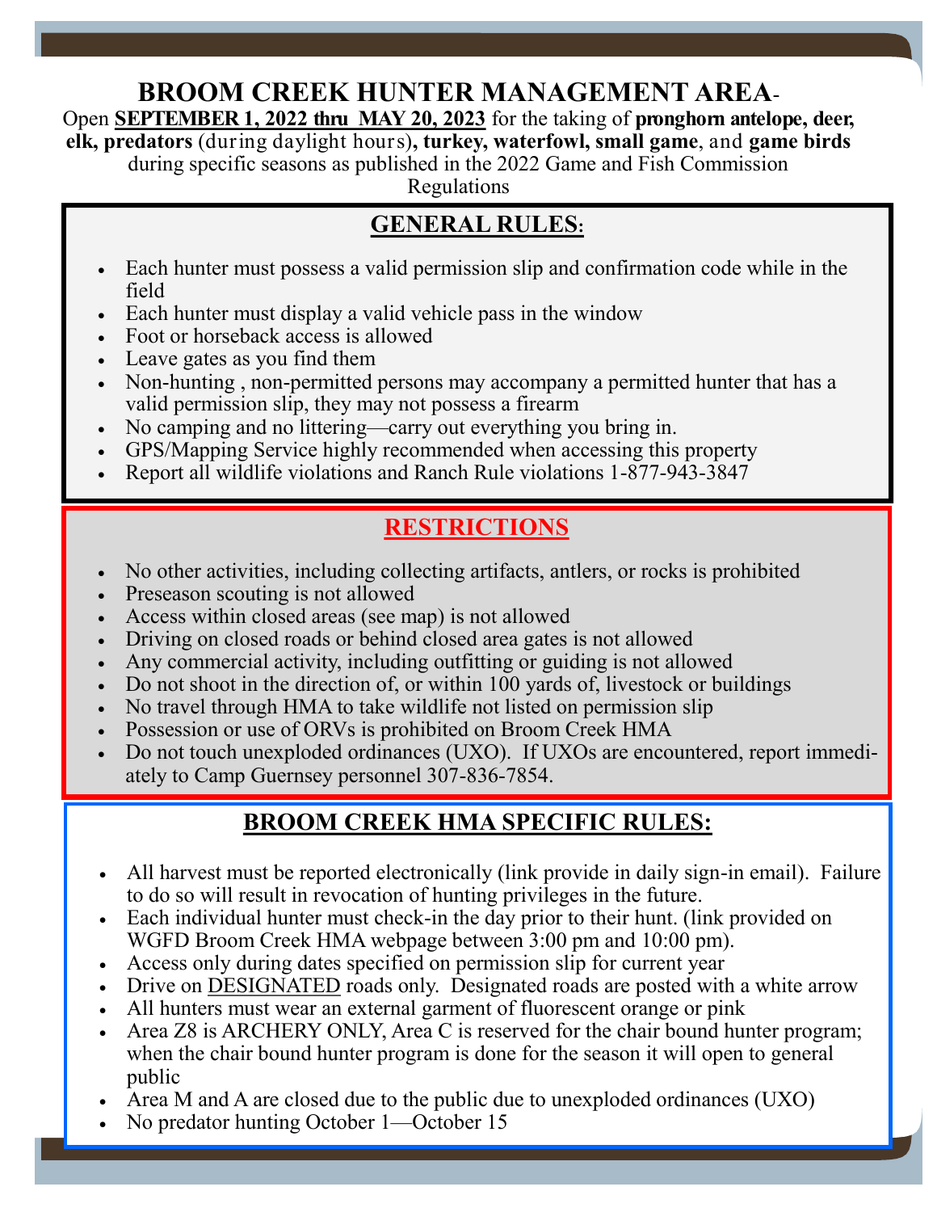# BROOM CREEK HUNTER MANAGEMENT AREA-

Open **SEPTEMBER 1, 2022 thru MAY 20, 2023** for the taking of **pronghorn antelope, deer, elk, predators** (during daylight hours)**, turkey, waterfowl, small game**, and **game birds** during specific seasons as published in the 2022 Game and Fish Commission Regulations

## GENERAL RULES:

- Each hunter must possess a valid permission slip and confirmation code while in the field
- Each hunter must display a valid vehicle pass in the window
- Foot or horseback access is allowed
- Leave gates as you find them
- Non-hunting , non-permitted persons may accompany a permitted hunter that has a valid permission slip, they may not possess a firearm
- No camping and no littering—carry out everything you bring in.
- GPS/Mapping Service highly recommended when accessing this property
- Report all wildlife violations and Ranch Rule violations 1-877-943-3847

## RESTRICTIONS

- No other activities, including collecting artifacts, antlers, or rocks is prohibited
- Preseason scouting is not allowed
- Access within closed areas (see map) is not allowed
- Driving on closed roads or behind closed area gates is not allowed
- Any commercial activity, including outfitting or guiding is not allowed
- Do not shoot in the direction of, or within 100 yards of, livestock or buildings
- No travel through HMA to take wildlife not listed on permission slip
- Possession or use of ORVs is prohibited on Broom Creek HMA
- Do not touch unexploded ordinances (UXO). If UXOs are encountered, report immediately to Camp Guernsey personnel 307-836-7854.

## BROOM CREEK HMA SPECIFIC RULES:

- All harvest must be reported electronically (link provide in daily sign-in email). Failure to do so will result in revocation of hunting privileges in the future.
- Each individual hunter must check-in the day prior to their hunt. (link provided on WGFD Broom Creek HMA webpage between 3:00 pm and 10:00 pm).
- Access only during dates specified on permission slip for current year
- Drive on DESIGNATED roads only. Designated roads are posted with a white arrow
- All hunters must wear an external garment of fluorescent orange or pink
- Area Z8 is ARCHERY ONLY, Area C is reserved for the chair bound hunter program; when the chair bound hunter program is done for the season it will open to general public
- Area M and A are closed due to the public due to unexploded ordinances (UXO)
- No predator hunting October 1—October 15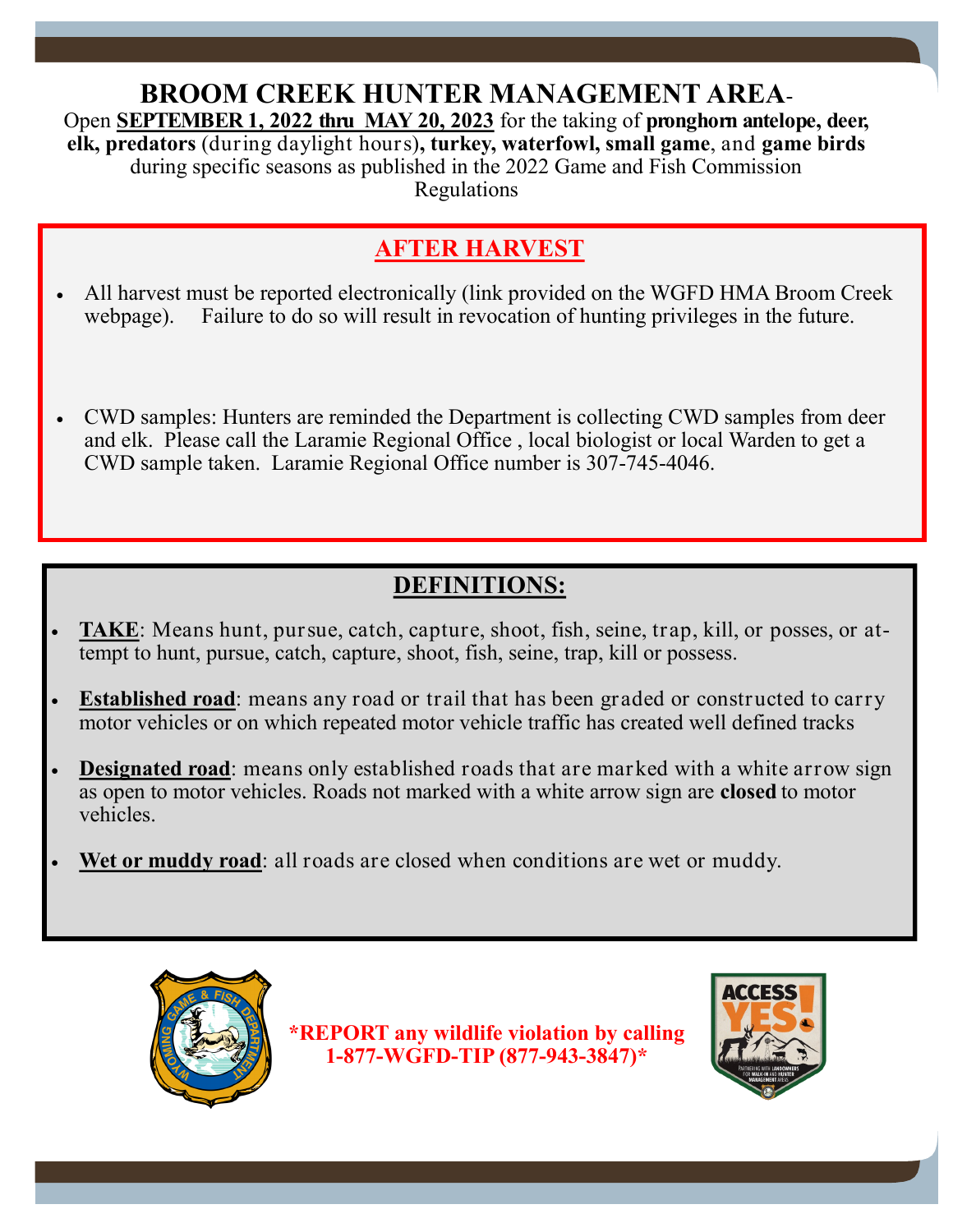# BROOM CREEK HUNTER MANAGEMENT AREA-

Open **SEPTEMBER 1, 2022 thru MAY 20, 2023** for the taking of **pronghorn antelope, deer, elk, predators** (during daylight hours)**, turkey, waterfowl, small game**, and **game birds** during specific seasons as published in the 2022 Game and Fish Commission Regulations

## AFTER HARVEST

- All harvest must be reported electronically (link provided on the WGFD HMA Broom Creek webpage). Failure to do so will result in revocation of hunting privileges in the future.
- CWD samples: Hunters are reminded the Department is collecting CWD samples from deer and elk. Please call the Laramie Regional Office , local biologist or local Warden to get a CWD sample taken. Laramie Regional Office number is 307-745-4046.

## DEFINITIONS:

- **TAKE**: Means hunt, pursue, catch, capture, shoot, fish, seine, trap, kill, or posses, or attempt to hunt, pursue, catch, capture, shoot, fish, seine, trap, kill or possess.
- **Established road**: means any road or trail that has been graded or constructed to carry motor vehicles or on which repeated motor vehicle traffic has created well defined tracks
- **Designated road**: means only established roads that are marked with a white arrow sign as open to motor vehicles. Roads not marked with a white arrow sign are **closed** to motor vehicles.
- **Wet or muddy road**: all roads are closed when conditions are wet or muddy.

**\*REPORT any wildlife violation by calling 1-877-WGFD-TIP (877-943-3847)\***